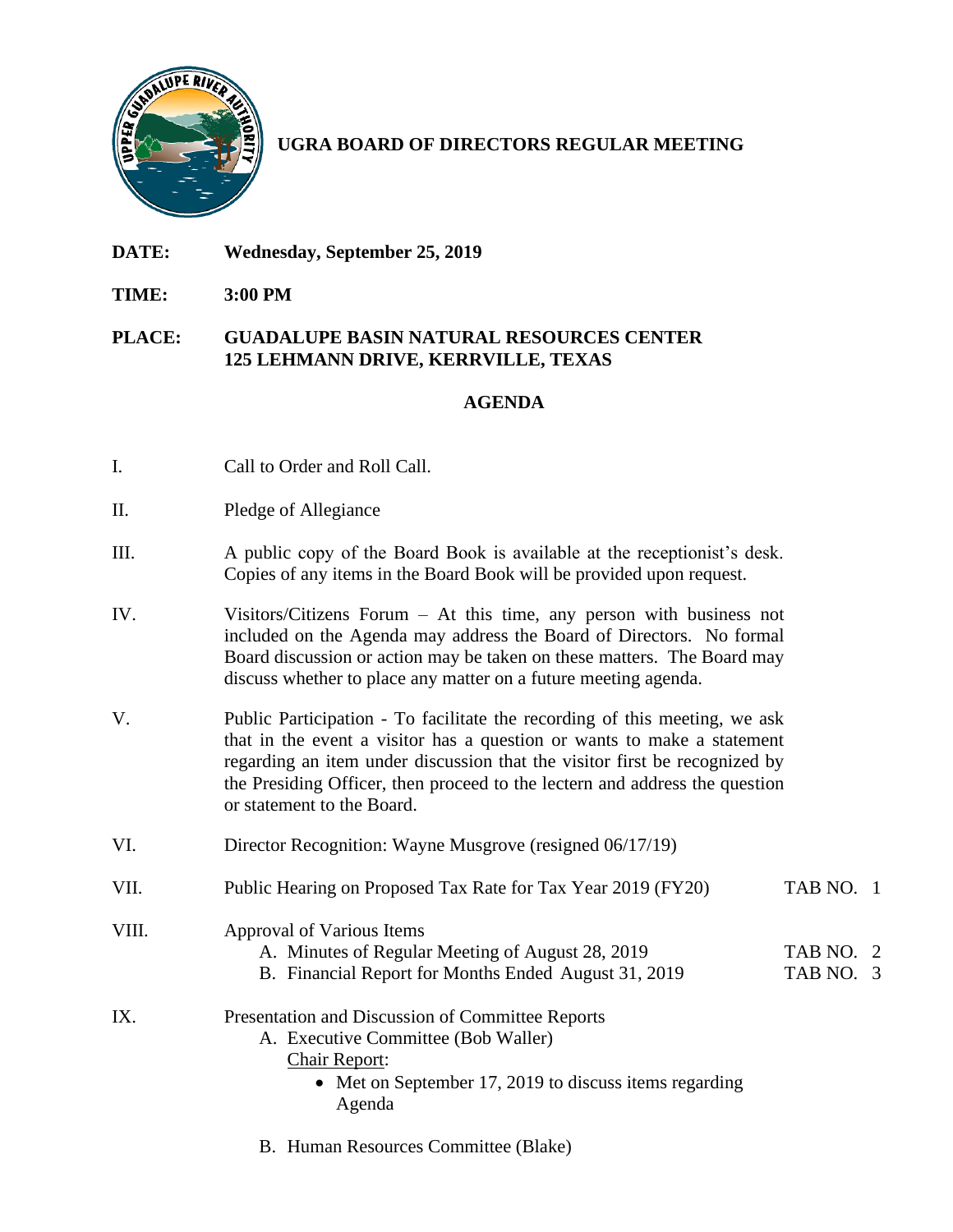# UGRA BOARD OF DIRECTORS REGULAR MEETING

**DATE:** **Wednesday, September 25, 2019**

**TIME:** **3:00 PM**

**PLACE:** **GUADALUPE BASIN NATURAL RESOURCES CENTER**
**125 LEHMANN DRIVE, KERRVILLE, TEXAS**

## AGENDA

I. Call to Order and Roll Call.

II. Pledge of Allegiance

III. A public copy of the Board Book is available at the receptionist's desk. Copies of any items in the Board Book will be provided upon request.

IV. Visitors/Citizens Forum – At this time, any person with business not included on the Agenda may address the Board of Directors. No formal Board discussion or action may be taken on these matters. The Board may discuss whether to place any matter on a future meeting agenda.

V. Public Participation - To facilitate the recording of this meeting, we ask that in the event a visitor has a question or wants to make a statement regarding an item under discussion that the visitor first be recognized by the Presiding Officer, then proceed to the lectern and address the question or statement to the Board.

VI. Director Recognition: Wayne Musgrove (resigned 06/17/19)

VII. Public Hearing on Proposed Tax Rate for Tax Year 2019 (FY20) — TAB NO. 1

VIII. Approval of Various Items
   A. Minutes of Regular Meeting of August 28, 2019 — TAB NO. 2
   B. Financial Report for Months Ended August 31, 2019 — TAB NO. 3

IX. Presentation and Discussion of Committee Reports
   A. Executive Committee (Bob Waller)
      Chair Report:
      - Met on September 17, 2019 to discuss items regarding Agenda

   B. Human Resources Committee (Blake)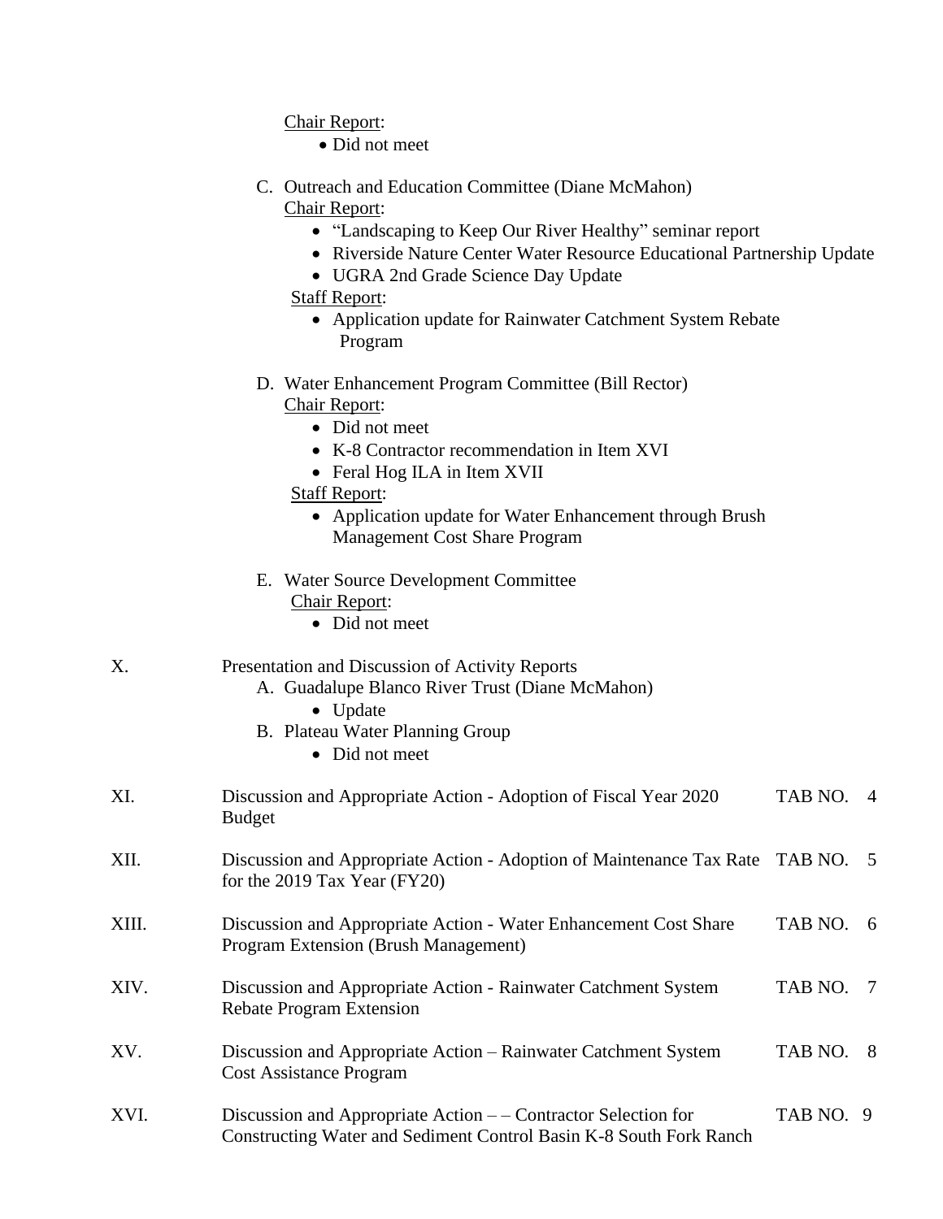Chair Report:

- Did not meet

C. Outreach and Education Committee (Diane McMahon)

Chair Report:

- "Landscaping to Keep Our River Healthy" seminar report
- Riverside Nature Center Water Resource Educational Partnership Update
- UGRA 2nd Grade Science Day Update

Staff Report:

- Application update for Rainwater Catchment System Rebate Program

D. Water Enhancement Program Committee (Bill Rector)

Chair Report:

- Did not meet
- K-8 Contractor recommendation in Item XVI
- Feral Hog ILA in Item XVII

Staff Report:

- Application update for Water Enhancement through Brush Management Cost Share Program

E. Water Source Development Committee

Chair Report:

- Did not meet

X. Presentation and Discussion of Activity Reports

A. Guadalupe Blanco River Trust (Diane McMahon)

- Update

B. Plateau Water Planning Group

- Did not meet

XI. Discussion and Appropriate Action - Adoption of Fiscal Year 2020 Budget — TAB NO. 4

XII. Discussion and Appropriate Action - Adoption of Maintenance Tax Rate for the 2019 Tax Year (FY20) — TAB NO. 5

XIII. Discussion and Appropriate Action - Water Enhancement Cost Share Program Extension (Brush Management) — TAB NO. 6

XIV. Discussion and Appropriate Action - Rainwater Catchment System Rebate Program Extension — TAB NO. 7

XV. Discussion and Appropriate Action – Rainwater Catchment System Cost Assistance Program — TAB NO. 8

XVI. Discussion and Appropriate Action – – Contractor Selection for Constructing Water and Sediment Control Basin K-8 South Fork Ranch — TAB NO. 9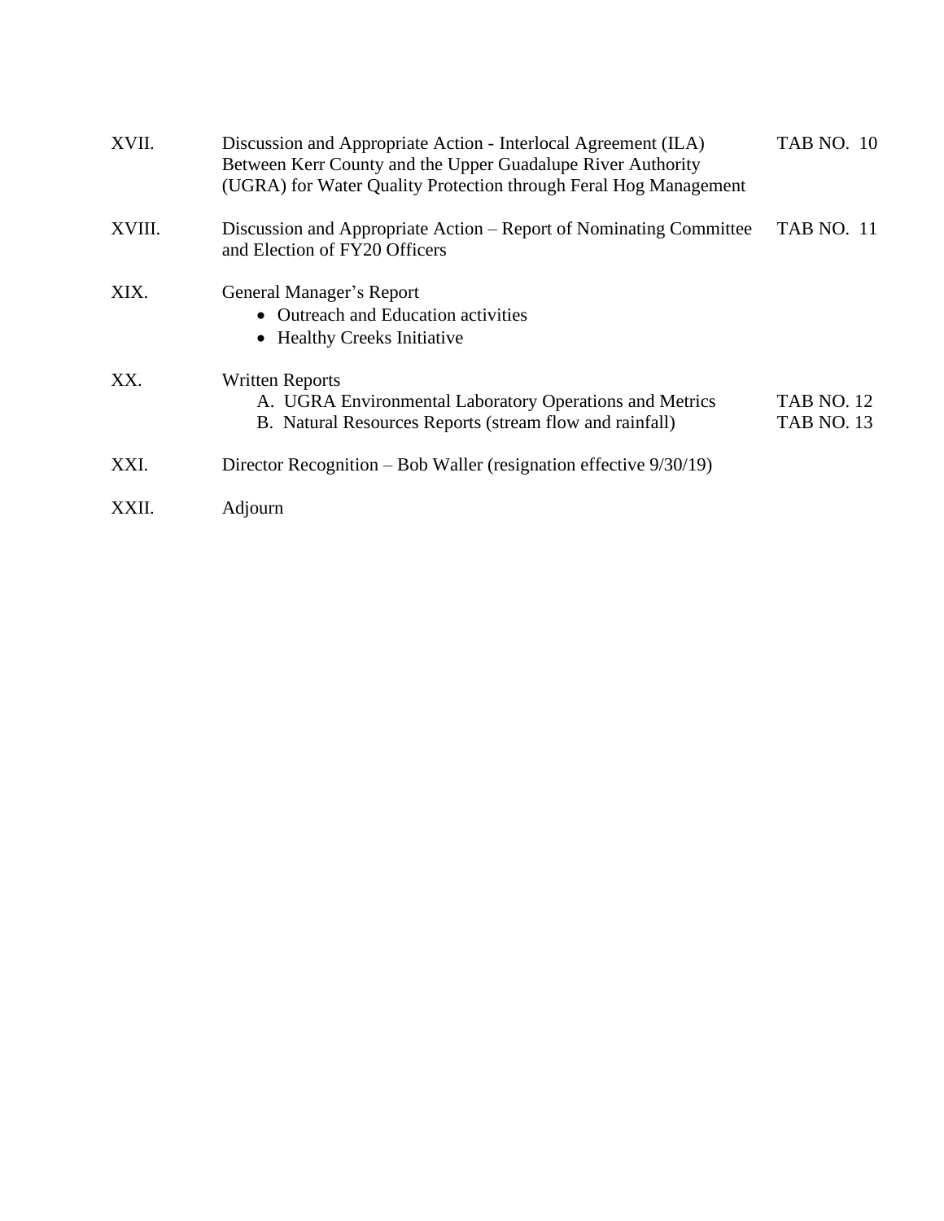| | | |
|---|---|---|
| XVII. | Discussion and Appropriate Action - Interlocal Agreement (ILA) Between Kerr County and the Upper Guadalupe River Authority (UGRA) for Water Quality Protection through Feral Hog Management | TAB NO. 10 |
| XVIII. | Discussion and Appropriate Action – Report of Nominating Committee and Election of FY20 Officers | TAB NO. 11 |
| XIX. | General Manager's Report<br>• Outreach and Education activities<br>• Healthy Creeks Initiative | |
| XX. | Written Reports | |
| | A. UGRA Environmental Laboratory Operations and Metrics | TAB NO. 12 |
| | B. Natural Resources Reports (stream flow and rainfall) | TAB NO. 13 |
| XXI. | Director Recognition – Bob Waller (resignation effective 9/30/19) | |
| XXII. | Adjourn | |